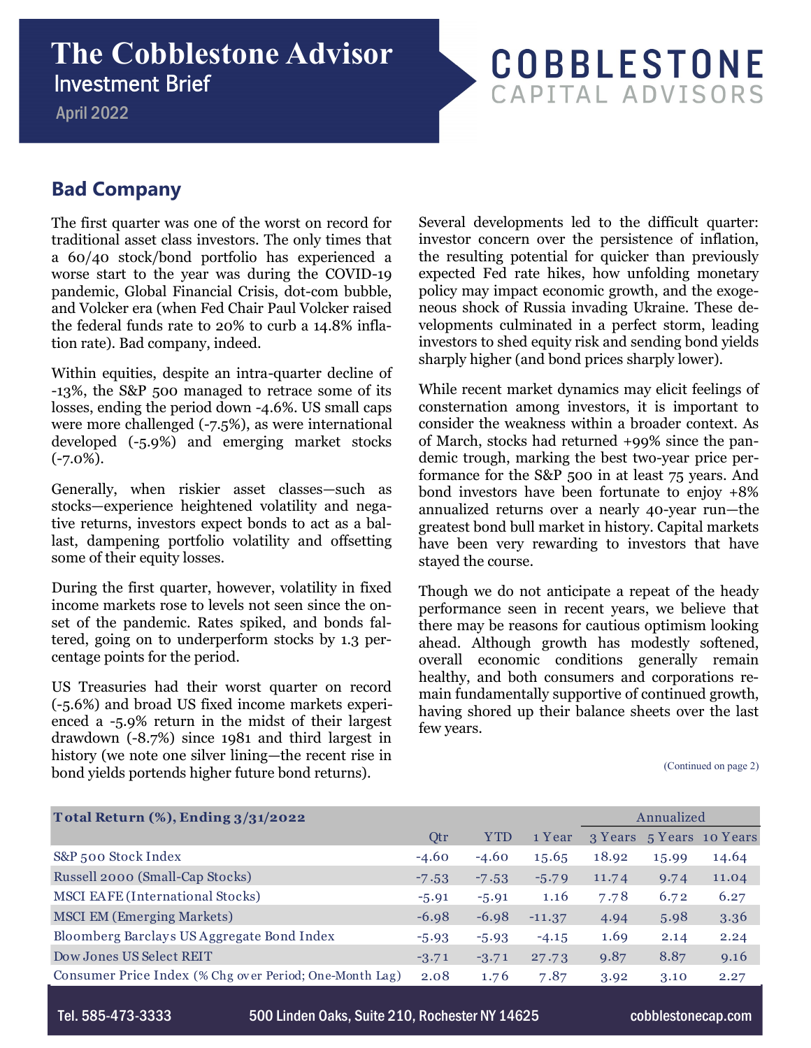# The Cobblestone Advisor
## Investment Brief

April 2022

COBBLESTONE CAPITAL ADVISORS

## Bad Company

The first quarter was one of the worst on record for traditional asset class investors. The only times that a 60/40 stock/bond portfolio has experienced a worse start to the year was during the COVID-19 pandemic, Global Financial Crisis, dot-com bubble, and Volcker era (when Fed Chair Paul Volcker raised the federal funds rate to 20% to curb a 14.8% inflation rate). Bad company, indeed.

Within equities, despite an intra-quarter decline of -13%, the S&P 500 managed to retrace some of its losses, ending the period down -4.6%. US small caps were more challenged (-7.5%), as were international developed (-5.9%) and emerging market stocks (-7.0%).

Generally, when riskier asset classes—such as stocks—experience heightened volatility and negative returns, investors expect bonds to act as a ballast, dampening portfolio volatility and offsetting some of their equity losses.

During the first quarter, however, volatility in fixed income markets rose to levels not seen since the onset of the pandemic. Rates spiked, and bonds faltered, going on to underperform stocks by 1.3 percentage points for the period.

US Treasuries had their worst quarter on record (-5.6%) and broad US fixed income markets experienced a -5.9% return in the midst of their largest drawdown (-8.7%) since 1981 and third largest in history (we note one silver lining—the recent rise in bond yields portends higher future bond returns).

Several developments led to the difficult quarter: investor concern over the persistence of inflation, the resulting potential for quicker than previously expected Fed rate hikes, how unfolding monetary policy may impact economic growth, and the exogeneous shock of Russia invading Ukraine. These developments culminated in a perfect storm, leading investors to shed equity risk and sending bond yields sharply higher (and bond prices sharply lower).

While recent market dynamics may elicit feelings of consternation among investors, it is important to consider the weakness within a broader context. As of March, stocks had returned +99% since the pandemic trough, marking the best two-year price performance for the S&P 500 in at least 75 years. And bond investors have been fortunate to enjoy +8% annualized returns over a nearly 40-year run—the greatest bond bull market in history. Capital markets have been very rewarding to investors that have stayed the course.

Though we do not anticipate a repeat of the heady performance seen in recent years, we believe that there may be reasons for cautious optimism looking ahead. Although growth has modestly softened, overall economic conditions generally remain healthy, and both consumers and corporations remain fundamentally supportive of continued growth, having shored up their balance sheets over the last few years.

(Continued on page 2)

| **Total Return (%), Ending 3/31/2022** | | | | Annualized | | |
|---|---|---|---|---|---|---|
| | Qtr | YTD | 1 Year | 3 Years | 5 Years | 10 Years |
| S&P 500 Stock Index | -4.60 | -4.60 | 15.65 | 18.92 | 15.99 | 14.64 |
| Russell 2000 (Small-Cap Stocks) | -7.53 | -7.53 | -5.79 | 11.74 | 9.74 | 11.04 |
| MSCI EAFE (International Stocks) | -5.91 | -5.91 | 1.16 | 7.78 | 6.72 | 6.27 |
| MSCI EM (Emerging Markets) | -6.98 | -6.98 | -11.37 | 4.94 | 5.98 | 3.36 |
| Bloomberg Barclays US Aggregate Bond Index | -5.93 | -5.93 | -4.15 | 1.69 | 2.14 | 2.24 |
| Dow Jones US Select REIT | -3.71 | -3.71 | 27.73 | 9.87 | 8.87 | 9.16 |
| Consumer Price Index (% Chg over Period; One-Month Lag) | 2.08 | 1.76 | 7.87 | 3.92 | 3.10 | 2.27 |

Tel. 585-473-3333 | 500 Linden Oaks, Suite 210, Rochester NY 14625 | cobblestonecap.com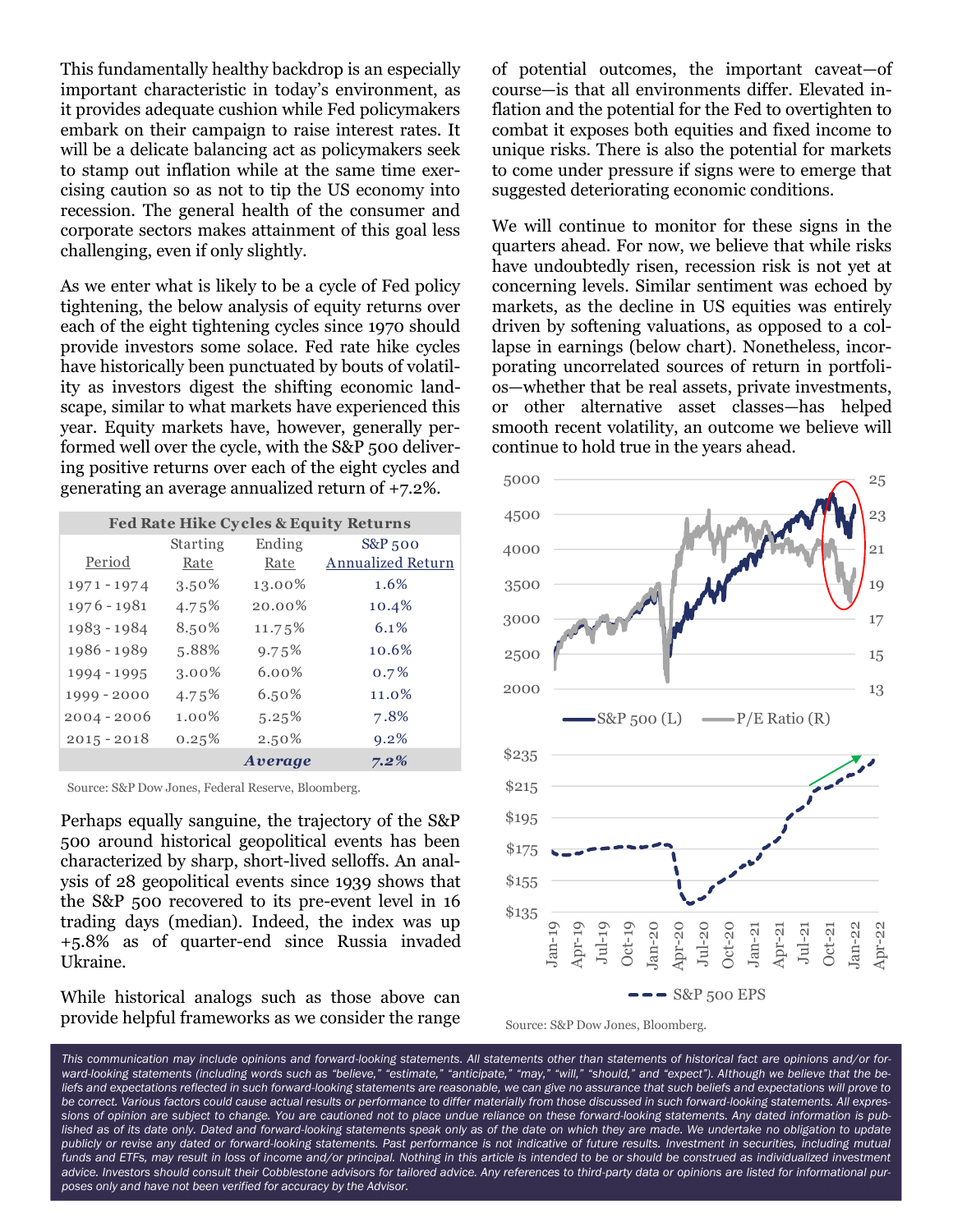This fundamentally healthy backdrop is an especially important characteristic in today's environment, as it provides adequate cushion while Fed policymakers embark on their campaign to raise interest rates. It will be a delicate balancing act as policymakers seek to stamp out inflation while at the same time exercising caution so as not to tip the US economy into recession. The general health of the consumer and corporate sectors makes attainment of this goal less challenging, even if only slightly.

As we enter what is likely to be a cycle of Fed policy tightening, the below analysis of equity returns over each of the eight tightening cycles since 1970 should provide investors some solace. Fed rate hike cycles have historically been punctuated by bouts of volatility as investors digest the shifting economic landscape, similar to what markets have experienced this year. Equity markets have, however, generally performed well over the cycle, with the S&P 500 delivering positive returns over each of the eight cycles and generating an average annualized return of +7.2%.

**Fed Rate Hike Cycles & Equity Returns**

| Period | Starting Rate | Ending Rate | S&P 500 Annualized Return |
|---|---|---|---|
| 1971 - 1974 | 3.50% | 13.00% | 1.6% |
| 1976 - 1981 | 4.75% | 20.00% | 10.4% |
| 1983 - 1984 | 8.50% | 11.75% | 6.1% |
| 1986 - 1989 | 5.88% | 9.75% | 10.6% |
| 1994 - 1995 | 3.00% | 6.00% | 0.7% |
| 1999 - 2000 | 4.75% | 6.50% | 11.0% |
| 2004 - 2006 | 1.00% | 5.25% | 7.8% |
| 2015 - 2018 | 0.25% | 2.50% | 9.2% |
| | | ***Average*** | ***7.2%*** |

Source: S&P Dow Jones, Federal Reserve, Bloomberg.

Perhaps equally sanguine, the trajectory of the S&P 500 around historical geopolitical events has been characterized by sharp, short-lived selloffs. An analysis of 28 geopolitical events since 1939 shows that the S&P 500 recovered to its pre-event level in 16 trading days (median). Indeed, the index was up +5.8% as of quarter-end since Russia invaded Ukraine.

While historical analogs such as those above can provide helpful frameworks as we consider the range of potential outcomes, the important caveat—of course—is that all environments differ. Elevated inflation and the potential for the Fed to overtighten to combat it exposes both equities and fixed income to unique risks. There is also the potential for markets to come under pressure if signs were to emerge that suggested deteriorating economic conditions.

We will continue to monitor for these signs in the quarters ahead. For now, we believe that while risks have undoubtedly risen, recession risk is not yet at concerning levels. Similar sentiment was echoed by markets, as the decline in US equities was entirely driven by softening valuations, as opposed to a collapse in earnings (below chart). Nonetheless, incorporating uncorrelated sources of return in portfolios—whether that be real assets, private investments, or other alternative asset classes—has helped smooth recent volatility, an outcome we believe will continue to hold true in the years ahead.

5000
4500
4000
3500
3000
2500
2000

25
23
21
19
17
15
13

S&P 500 (L)
P/E Ratio (R)

$235
$215
$195
$175
$155
$135

Jan-19
Apr-19
Jul-19
Oct-19
Jan-20
Apr-20
Jul-20
Oct-20
Jan-21
Apr-21
Jul-21
Oct-21
Jan-22
Apr-22

S&P 500 EPS

Source: S&P Dow Jones, Bloomberg.

*This communication may include opinions and forward-looking statements. All statements other than statements of historical fact are opinions and/or forward-looking statements (including words such as "believe," "estimate," "anticipate," "may," "will," "should," and "expect"). Although we believe that the beliefs and expectations reflected in such forward-looking statements are reasonable, we can give no assurance that such beliefs and expectations will prove to be correct. Various factors could cause actual results or performance to differ materially from those discussed in such forward-looking statements. All expressions of opinion are subject to change. You are cautioned not to place undue reliance on these forward-looking statements. Any dated information is published as of its date only. Dated and forward-looking statements speak only as of the date on which they are made. We undertake no obligation to update publicly or revise any dated or forward-looking statements. Past performance is not indicative of future results. Investment in securities, including mutual funds and ETFs, may result in loss of income and/or principal. Nothing in this article is intended to be or should be construed as individualized investment advice. Investors should consult their Cobblestone advisors for tailored advice. Any references to third-party data or opinions are listed for informational purposes only and have not been verified for accuracy by the Advisor.*